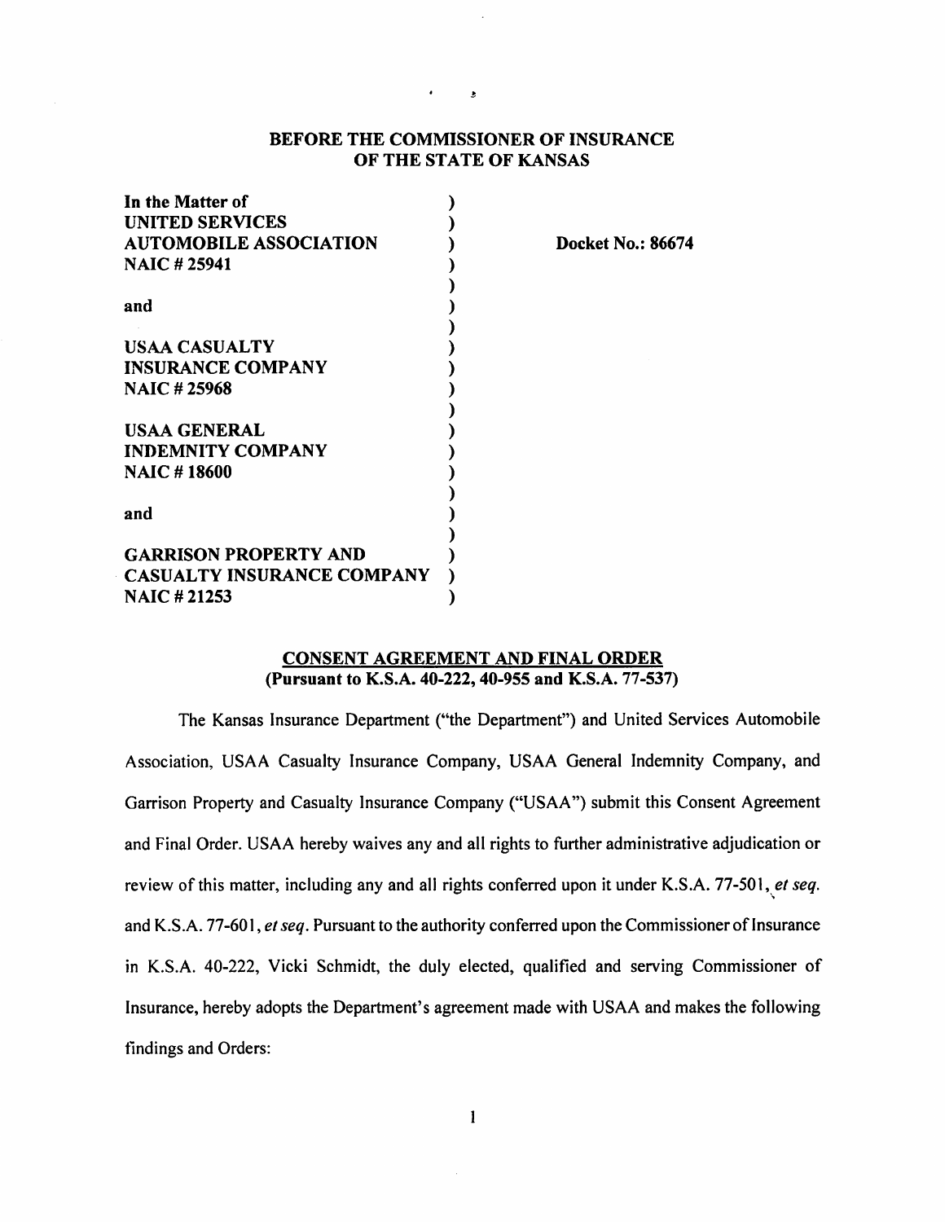**BEFORE THE COMMISSIONER OF INSURANCE**
**OF THE STATE OF KANSAS**

| | | |
|---|---|---|
| **In the Matter of** | ) | |
| **UNITED SERVICES** | ) | |
| **AUTOMOBILE ASSOCIATION** | ) | **Docket No.: 86674** |
| **NAIC # 25941** | ) | |
| | ) | |
| **and** | ) | |
| | ) | |
| **USAA CASUALTY** | ) | |
| **INSURANCE COMPANY** | ) | |
| **NAIC # 25968** | ) | |
| | ) | |
| **USAA GENERAL** | ) | |
| **INDEMNITY COMPANY** | ) | |
| **NAIC # 18600** | ) | |
| | ) | |
| **and** | ) | |
| | ) | |
| **GARRISON PROPERTY AND** | ) | |
| **CASUALTY INSURANCE COMPANY** | ) | |
| **NAIC # 21253** | ) | |

**CONSENT AGREEMENT AND FINAL ORDER**
**(Pursuant to K.S.A. 40-222, 40-955 and K.S.A. 77-537)**

The Kansas Insurance Department ("the Department") and United Services Automobile Association, USAA Casualty Insurance Company, USAA General Indemnity Company, and Garrison Property and Casualty Insurance Company ("USAA") submit this Consent Agreement and Final Order. USAA hereby waives any and all rights to further administrative adjudication or review of this matter, including any and all rights conferred upon it under K.S.A. 77-501, *et seq.* and K.S.A. 77-601, *et seq*. Pursuant to the authority conferred upon the Commissioner of Insurance in K.S.A. 40-222, Vicki Schmidt, the duly elected, qualified and serving Commissioner of Insurance, hereby adopts the Department's agreement made with USAA and makes the following findings and Orders: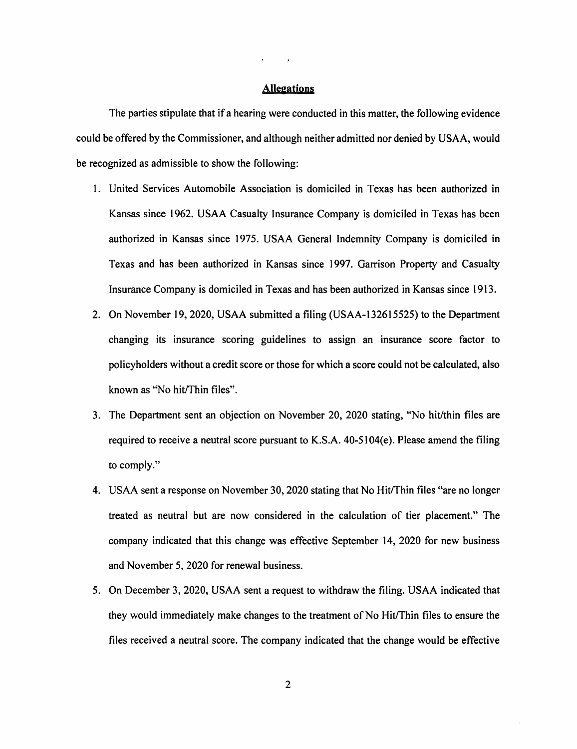## Allegations

The parties stipulate that if a hearing were conducted in this matter, the following evidence could be offered by the Commissioner, and although neither admitted nor denied by USAA, would be recognized as admissible to show the following:

1. United Services Automobile Association is domiciled in Texas has been authorized in Kansas since 1962. USAA Casualty Insurance Company is domiciled in Texas has been authorized in Kansas since 1975. USAA General Indemnity Company is domiciled in Texas and has been authorized in Kansas since 1997. Garrison Property and Casualty Insurance Company is domiciled in Texas and has been authorized in Kansas since 1913.
2. On November 19, 2020, USAA submitted a filing (USAA-132615525) to the Department changing its insurance scoring guidelines to assign an insurance score factor to policyholders without a credit score or those for which a score could not be calculated, also known as "No hit/Thin files".
3. The Department sent an objection on November 20, 2020 stating, "No hit/thin files are required to receive a neutral score pursuant to K.S.A. 40-5104(e). Please amend the filing to comply."
4. USAA sent a response on November 30, 2020 stating that No Hit/Thin files "are no longer treated as neutral but are now considered in the calculation of tier placement." The company indicated that this change was effective September 14, 2020 for new business and November 5, 2020 for renewal business.
5. On December 3, 2020, USAA sent a request to withdraw the filing. USAA indicated that they would immediately make changes to the treatment of No Hit/Thin files to ensure the files received a neutral score. The company indicated that the change would be effective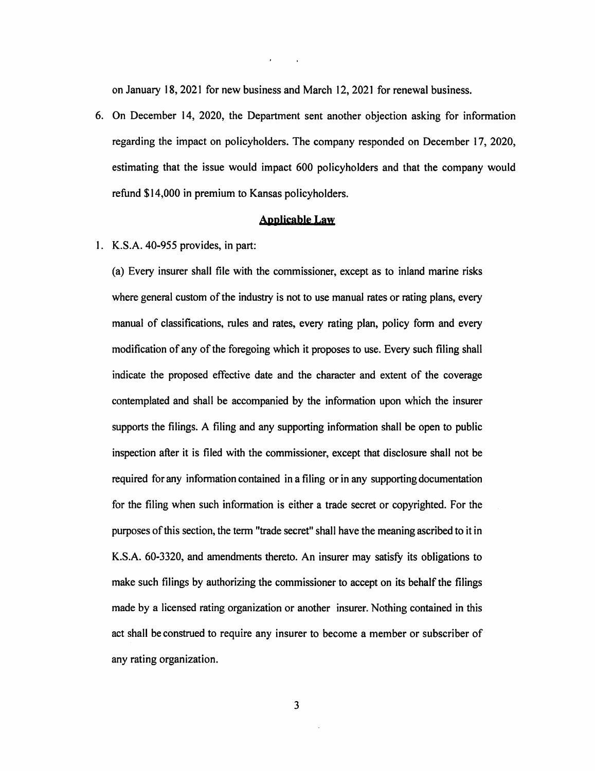on January 18, 2021 for new business and March 12, 2021 for renewal business.

6. On December 14, 2020, the Department sent another objection asking for information regarding the impact on policyholders. The company responded on December 17, 2020, estimating that the issue would impact 600 policyholders and that the company would refund $14,000 in premium to Kansas policyholders.

## Applicable Law

1. K.S.A. 40-955 provides, in part:

   (a) Every insurer shall file with the commissioner, except as to inland marine risks where general custom of the industry is not to use manual rates or rating plans, every manual of classifications, rules and rates, every rating plan, policy form and every modification of any of the foregoing which it proposes to use. Every such filing shall indicate the proposed effective date and the character and extent of the coverage contemplated and shall be accompanied by the information upon which the insurer supports the filings. A filing and any supporting information shall be open to public inspection after it is filed with the commissioner, except that disclosure shall not be required for any information contained in a filing or in any supporting documentation for the filing when such information is either a trade secret or copyrighted. For the purposes of this section, the term "trade secret" shall have the meaning ascribed to it in K.S.A. 60-3320, and amendments thereto. An insurer may satisfy its obligations to make such filings by authorizing the commissioner to accept on its behalf the filings made by a licensed rating organization or another insurer. Nothing contained in this act shall be construed to require any insurer to become a member or subscriber of any rating organization.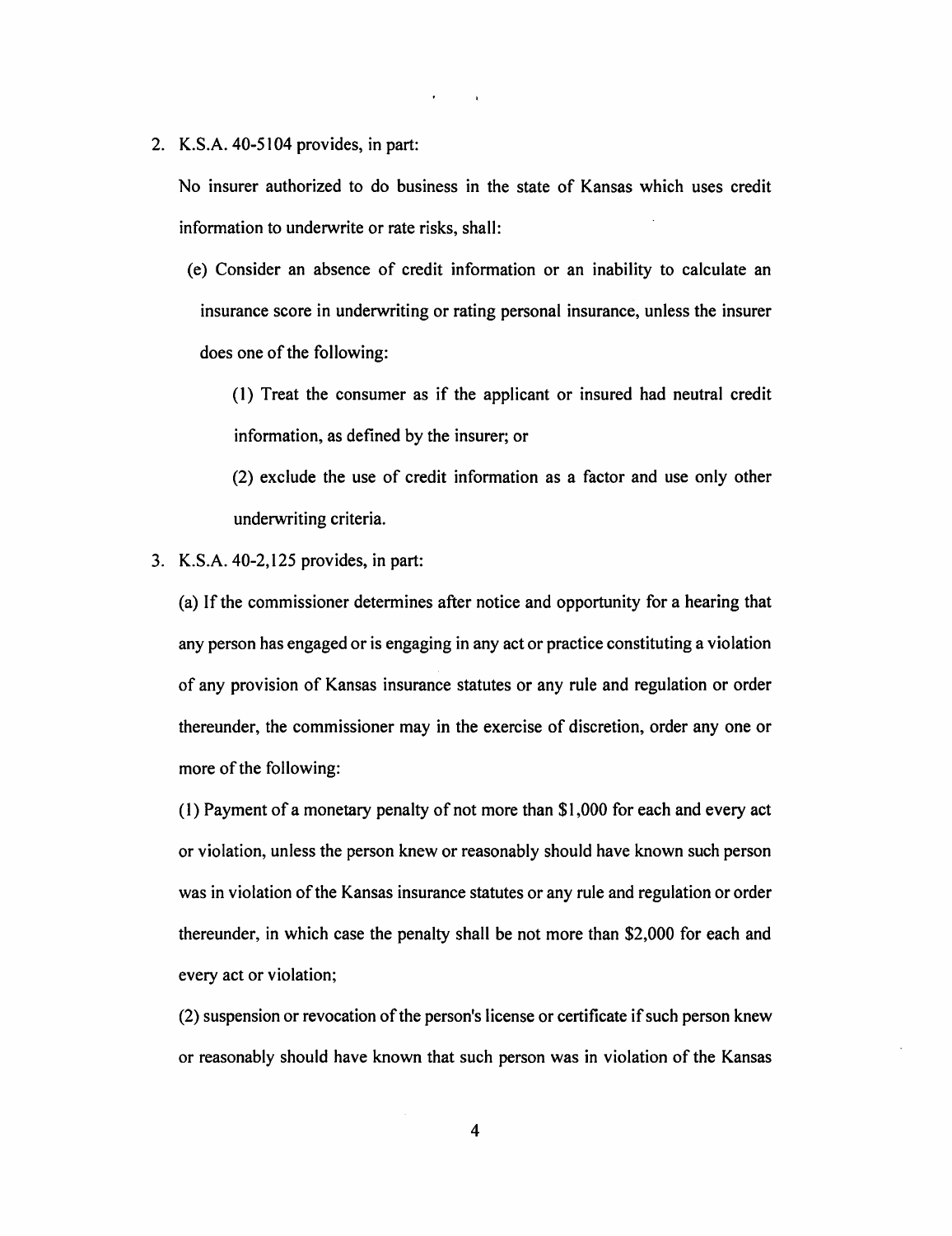2. K.S.A. 40-5104 provides, in part:

   No insurer authorized to do business in the state of Kansas which uses credit information to underwrite or rate risks, shall:

   (e) Consider an absence of credit information or an inability to calculate an insurance score in underwriting or rating personal insurance, unless the insurer does one of the following:

   (1) Treat the consumer as if the applicant or insured had neutral credit information, as defined by the insurer; or

   (2) exclude the use of credit information as a factor and use only other underwriting criteria.

3. K.S.A. 40-2,125 provides, in part:

   (a) If the commissioner determines after notice and opportunity for a hearing that any person has engaged or is engaging in any act or practice constituting a violation of any provision of Kansas insurance statutes or any rule and regulation or order thereunder, the commissioner may in the exercise of discretion, order any one or more of the following:

   (1) Payment of a monetary penalty of not more than $1,000 for each and every act or violation, unless the person knew or reasonably should have known such person was in violation of the Kansas insurance statutes or any rule and regulation or order thereunder, in which case the penalty shall be not more than $2,000 for each and every act or violation;

   (2) suspension or revocation of the person's license or certificate if such person knew or reasonably should have known that such person was in violation of the Kansas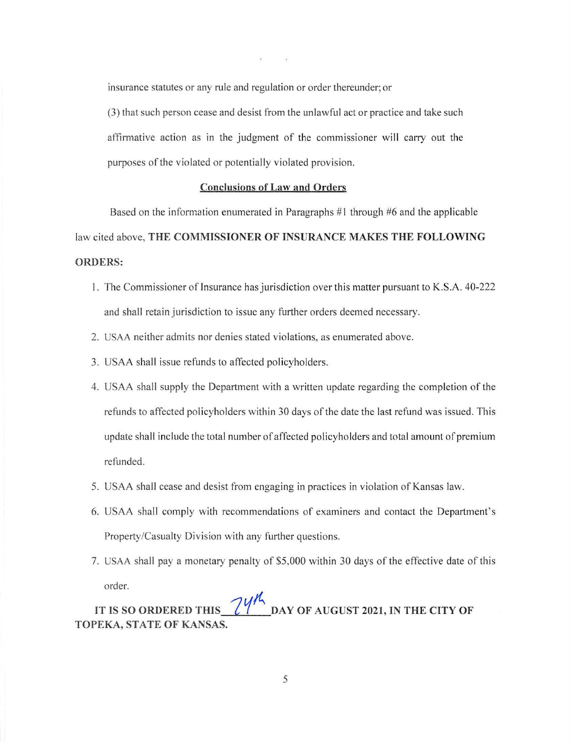insurance statutes or any rule and regulation or order thereunder; or

(3) that such person cease and desist from the unlawful act or practice and take such affirmative action as in the judgment of the commissioner will carry out the purposes of the violated or potentially violated provision.

## Conclusions of Law and Orders

Based on the information enumerated in Paragraphs #1 through #6 and the applicable law cited above, **THE COMMISSIONER OF INSURANCE MAKES THE FOLLOWING ORDERS:**

1. The Commissioner of Insurance has jurisdiction over this matter pursuant to K.S.A. 40-222 and shall retain jurisdiction to issue any further orders deemed necessary.
2. USAA neither admits nor denies stated violations, as enumerated above.
3. USAA shall issue refunds to affected policyholders.
4. USAA shall supply the Department with a written update regarding the completion of the refunds to affected policyholders within 30 days of the date the last refund was issued. This update shall include the total number of affected policyholders and total amount of premium refunded.
5. USAA shall cease and desist from engaging in practices in violation of Kansas law.
6. USAA shall comply with recommendations of examiners and contact the Department's Property/Casualty Division with any further questions.
7. USAA shall pay a monetary penalty of $5,000 within 30 days of the effective date of this order.

**IT IS SO ORDERED THIS 24th DAY OF AUGUST 2021, IN THE CITY OF TOPEKA, STATE OF KANSAS.**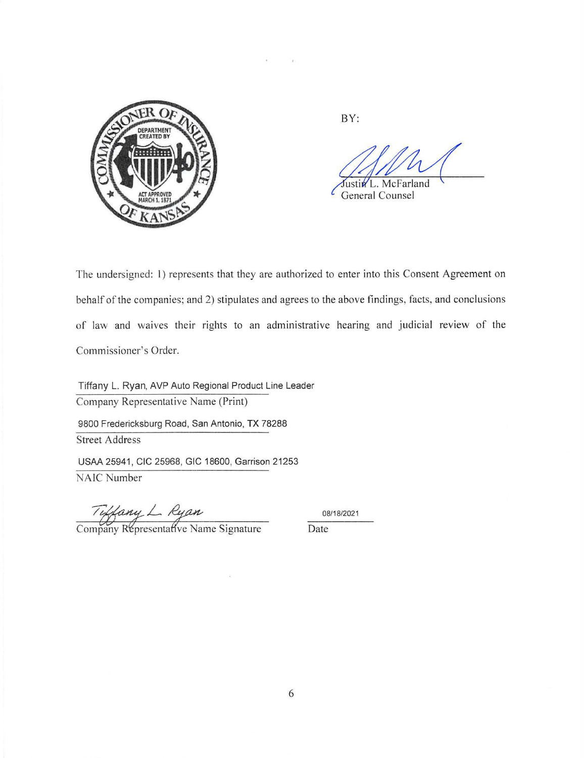BY:

Justin L. McFarland
General Counsel

The undersigned: 1) represents that they are authorized to enter into this Consent Agreement on behalf of the companies; and 2) stipulates and agrees to the above findings, facts, and conclusions of law and waives their rights to an administrative hearing and judicial review of the Commissioner's Order.

Tiffany L. Ryan, AVP Auto Regional Product Line Leader
Company Representative Name (Print)

9800 Fredericksburg Road, San Antonio, TX 78288
Street Address

USAA 25941, CIC 25968, GIC 18600, Garrison 21253
NAIC Number

Tiffany L. Ryan
Company Representative Name Signature

08/18/2021
Date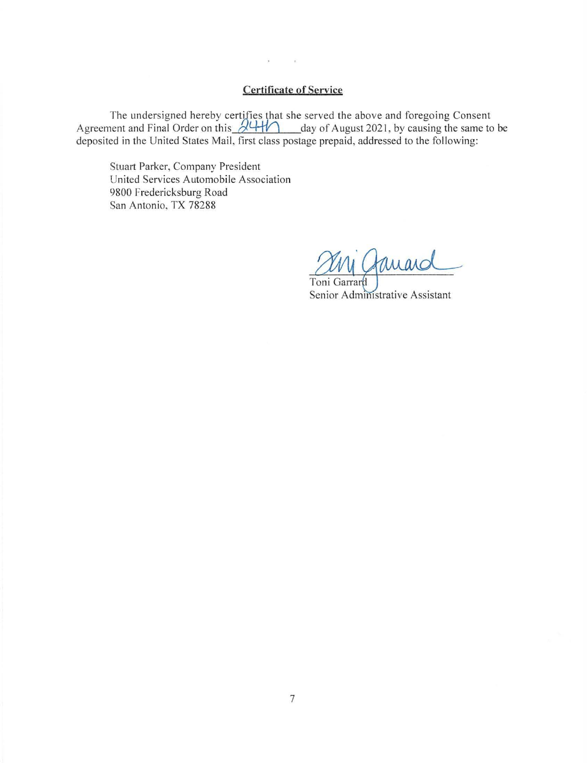**Certificate of Service**

The undersigned hereby certifies that she served the above and foregoing Consent Agreement and Final Order on this 24th day of August 2021, by causing the same to be deposited in the United States Mail, first class postage prepaid, addressed to the following:

Stuart Parker, Company President
United Services Automobile Association
9800 Fredericksburg Road
San Antonio, TX 78288

Toni Garrard
Senior Administrative Assistant